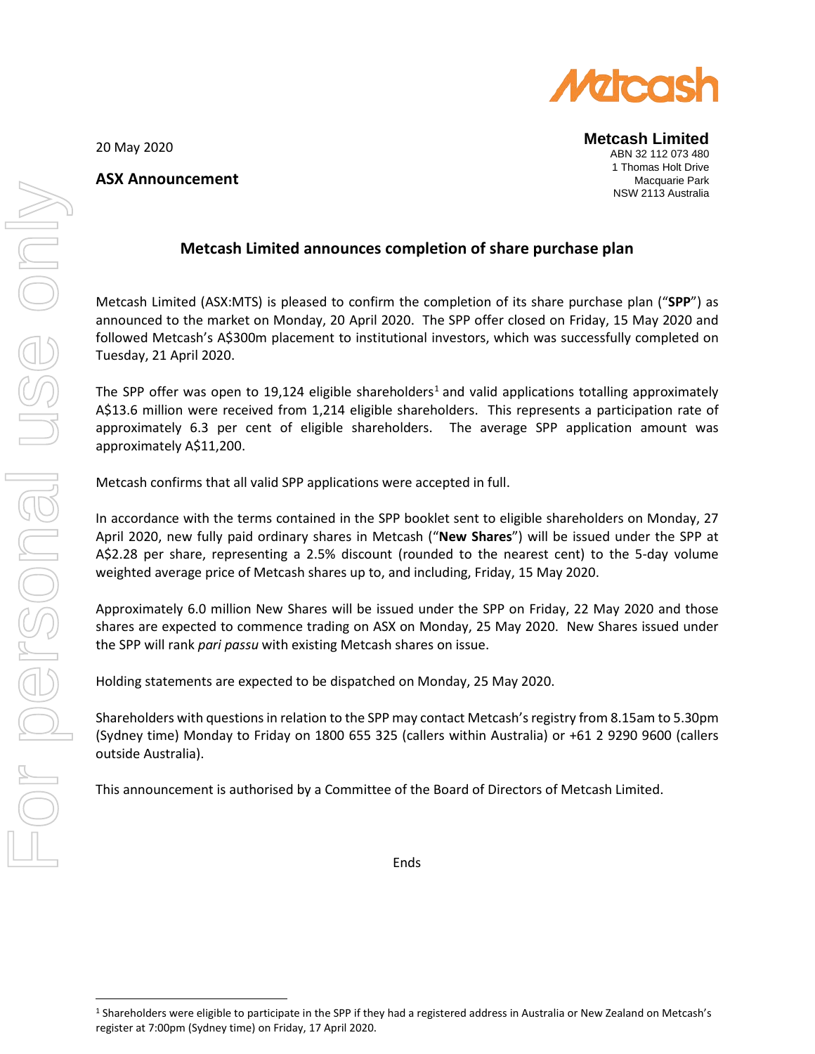20 May 2020

**ASX Announcement**

**Metcash Limited**
ABN 32 112 073 480
1 Thomas Holt Drive
Macquarie Park
NSW 2113 Australia

## Metcash Limited announces completion of share purchase plan

Metcash Limited (ASX:MTS) is pleased to confirm the completion of its share purchase plan ("**SPP**") as announced to the market on Monday, 20 April 2020. The SPP offer closed on Friday, 15 May 2020 and followed Metcash's A$300m placement to institutional investors, which was successfully completed on Tuesday, 21 April 2020.

The SPP offer was open to 19,124 eligible shareholders[1] and valid applications totalling approximately A$13.6 million were received from 1,214 eligible shareholders. This represents a participation rate of approximately 6.3 per cent of eligible shareholders. The average SPP application amount was approximately A$11,200.

Metcash confirms that all valid SPP applications were accepted in full.

In accordance with the terms contained in the SPP booklet sent to eligible shareholders on Monday, 27 April 2020, new fully paid ordinary shares in Metcash ("**New Shares**") will be issued under the SPP at A$2.28 per share, representing a 2.5% discount (rounded to the nearest cent) to the 5-day volume weighted average price of Metcash shares up to, and including, Friday, 15 May 2020.

Approximately 6.0 million New Shares will be issued under the SPP on Friday, 22 May 2020 and those shares are expected to commence trading on ASX on Monday, 25 May 2020. New Shares issued under the SPP will rank *pari passu* with existing Metcash shares on issue.

Holding statements are expected to be dispatched on Monday, 25 May 2020.

Shareholders with questions in relation to the SPP may contact Metcash's registry from 8.15am to 5.30pm (Sydney time) Monday to Friday on 1800 655 325 (callers within Australia) or +61 2 9290 9600 (callers outside Australia).

This announcement is authorised by a Committee of the Board of Directors of Metcash Limited.

Ends

[1] Shareholders were eligible to participate in the SPP if they had a registered address in Australia or New Zealand on Metcash's register at 7:00pm (Sydney time) on Friday, 17 April 2020.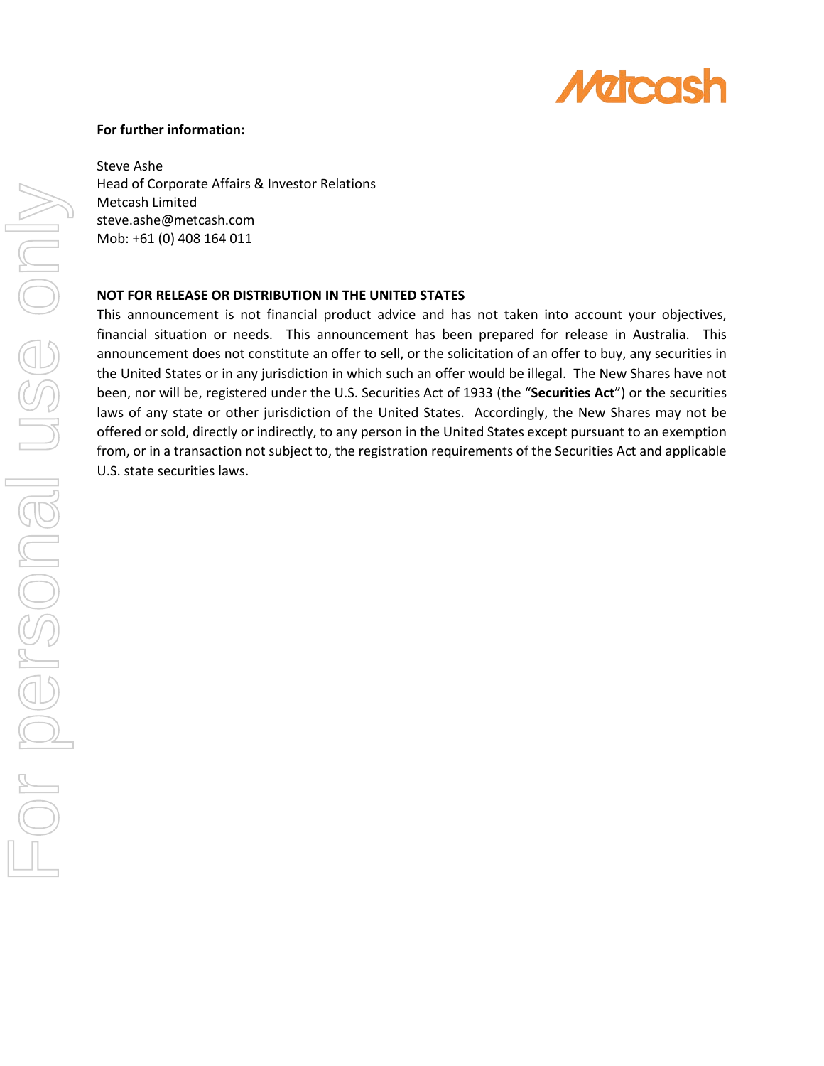**For further information:**

Steve Ashe
Head of Corporate Affairs & Investor Relations
Metcash Limited
steve.ashe@metcash.com
Mob: +61 (0) 408 164 011

**NOT FOR RELEASE OR DISTRIBUTION IN THE UNITED STATES**

This announcement is not financial product advice and has not taken into account your objectives, financial situation or needs. This announcement has been prepared for release in Australia. This announcement does not constitute an offer to sell, or the solicitation of an offer to buy, any securities in the United States or in any jurisdiction in which such an offer would be illegal. The New Shares have not been, nor will be, registered under the U.S. Securities Act of 1933 (the "**Securities Act**") or the securities laws of any state or other jurisdiction of the United States. Accordingly, the New Shares may not be offered or sold, directly or indirectly, to any person in the United States except pursuant to an exemption from, or in a transaction not subject to, the registration requirements of the Securities Act and applicable U.S. state securities laws.